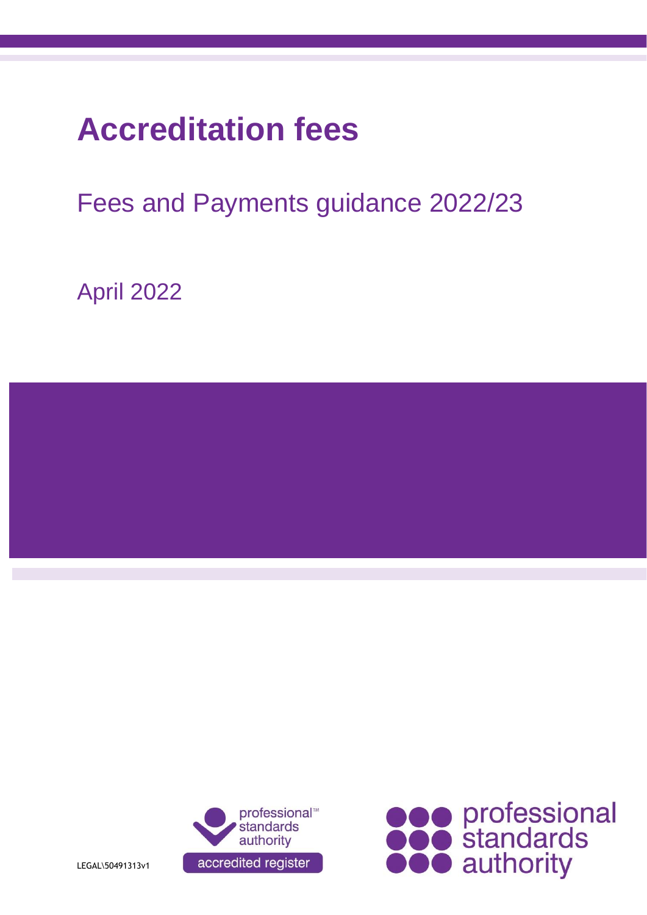# Accreditation fees

## Fees and Payments guidance 2022/23

April 2022

LEGAL\50491313v1

professional™ standards authority accredited register

professional standards authority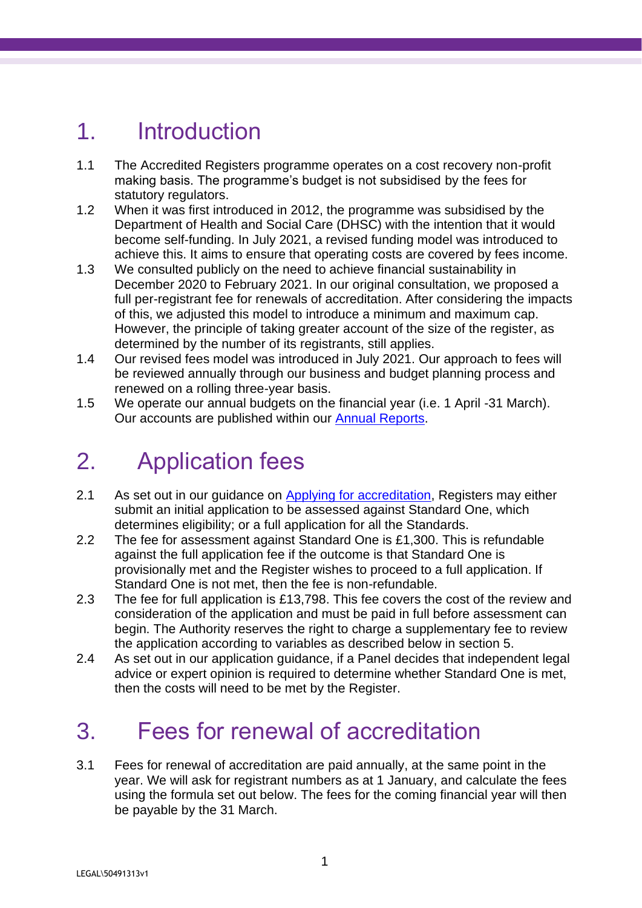# 1. Introduction

1.1 The Accredited Registers programme operates on a cost recovery non-profit making basis. The programme's budget is not subsidised by the fees for statutory regulators.

1.2 When it was first introduced in 2012, the programme was subsidised by the Department of Health and Social Care (DHSC) with the intention that it would become self-funding. In July 2021, a revised funding model was introduced to achieve this. It aims to ensure that operating costs are covered by fees income.

1.3 We consulted publicly on the need to achieve financial sustainability in December 2020 to February 2021. In our original consultation, we proposed a full per-registrant fee for renewals of accreditation. After considering the impacts of this, we adjusted this model to introduce a minimum and maximum cap. However, the principle of taking greater account of the size of the register, as determined by the number of its registrants, still applies.

1.4 Our revised fees model was introduced in July 2021. Our approach to fees will be reviewed annually through our business and budget planning process and renewed on a rolling three-year basis.

1.5 We operate our annual budgets on the financial year (i.e. 1 April -31 March). Our accounts are published within our Annual Reports.

# 2. Application fees

2.1 As set out in our guidance on Applying for accreditation, Registers may either submit an initial application to be assessed against Standard One, which determines eligibility; or a full application for all the Standards.

2.2 The fee for assessment against Standard One is £1,300. This is refundable against the full application fee if the outcome is that Standard One is provisionally met and the Register wishes to proceed to a full application. If Standard One is not met, then the fee is non-refundable.

2.3 The fee for full application is £13,798. This fee covers the cost of the review and consideration of the application and must be paid in full before assessment can begin. The Authority reserves the right to charge a supplementary fee to review the application according to variables as described below in section 5.

2.4 As set out in our application guidance, if a Panel decides that independent legal advice or expert opinion is required to determine whether Standard One is met, then the costs will need to be met by the Register.

# 3. Fees for renewal of accreditation

3.1 Fees for renewal of accreditation are paid annually, at the same point in the year. We will ask for registrant numbers as at 1 January, and calculate the fees using the formula set out below. The fees for the coming financial year will then be payable by the 31 March.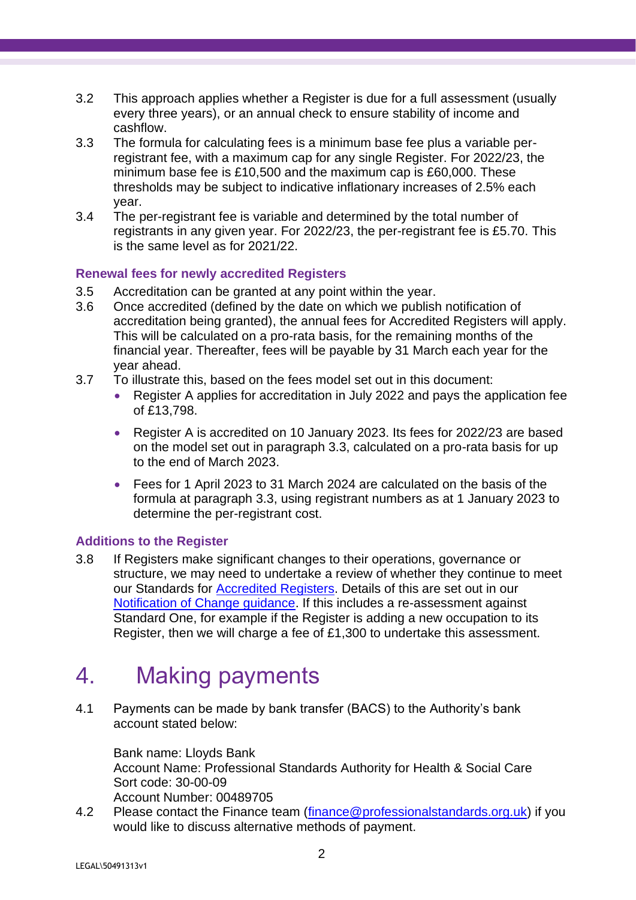3.2 This approach applies whether a Register is due for a full assessment (usually every three years), or an annual check to ensure stability of income and cashflow.

3.3 The formula for calculating fees is a minimum base fee plus a variable per-registrant fee, with a maximum cap for any single Register. For 2022/23, the minimum base fee is £10,500 and the maximum cap is £60,000. These thresholds may be subject to indicative inflationary increases of 2.5% each year.

3.4 The per-registrant fee is variable and determined by the total number of registrants in any given year. For 2022/23, the per-registrant fee is £5.70. This is the same level as for 2021/22.

### Renewal fees for newly accredited Registers

3.5 Accreditation can be granted at any point within the year.

3.6 Once accredited (defined by the date on which we publish notification of accreditation being granted), the annual fees for Accredited Registers will apply. This will be calculated on a pro-rata basis, for the remaining months of the financial year. Thereafter, fees will be payable by 31 March each year for the year ahead.

3.7 To illustrate this, based on the fees model set out in this document:

- Register A applies for accreditation in July 2022 and pays the application fee of £13,798.
- Register A is accredited on 10 January 2023. Its fees for 2022/23 are based on the model set out in paragraph 3.3, calculated on a pro-rata basis for up to the end of March 2023.
- Fees for 1 April 2023 to 31 March 2024 are calculated on the basis of the formula at paragraph 3.3, using registrant numbers as at 1 January 2023 to determine the per-registrant cost.

### Additions to the Register

3.8 If Registers make significant changes to their operations, governance or structure, we may need to undertake a review of whether they continue to meet our Standards for Accredited Registers. Details of this are set out in our Notification of Change guidance. If this includes a re-assessment against Standard One, for example if the Register is adding a new occupation to its Register, then we will charge a fee of £1,300 to undertake this assessment.

# 4. Making payments

4.1 Payments can be made by bank transfer (BACS) to the Authority's bank account stated below:

Bank name: Lloyds Bank
Account Name: Professional Standards Authority for Health & Social Care
Sort code: 30-00-09
Account Number: 00489705

4.2 Please contact the Finance team (finance@professionalstandards.org.uk) if you would like to discuss alternative methods of payment.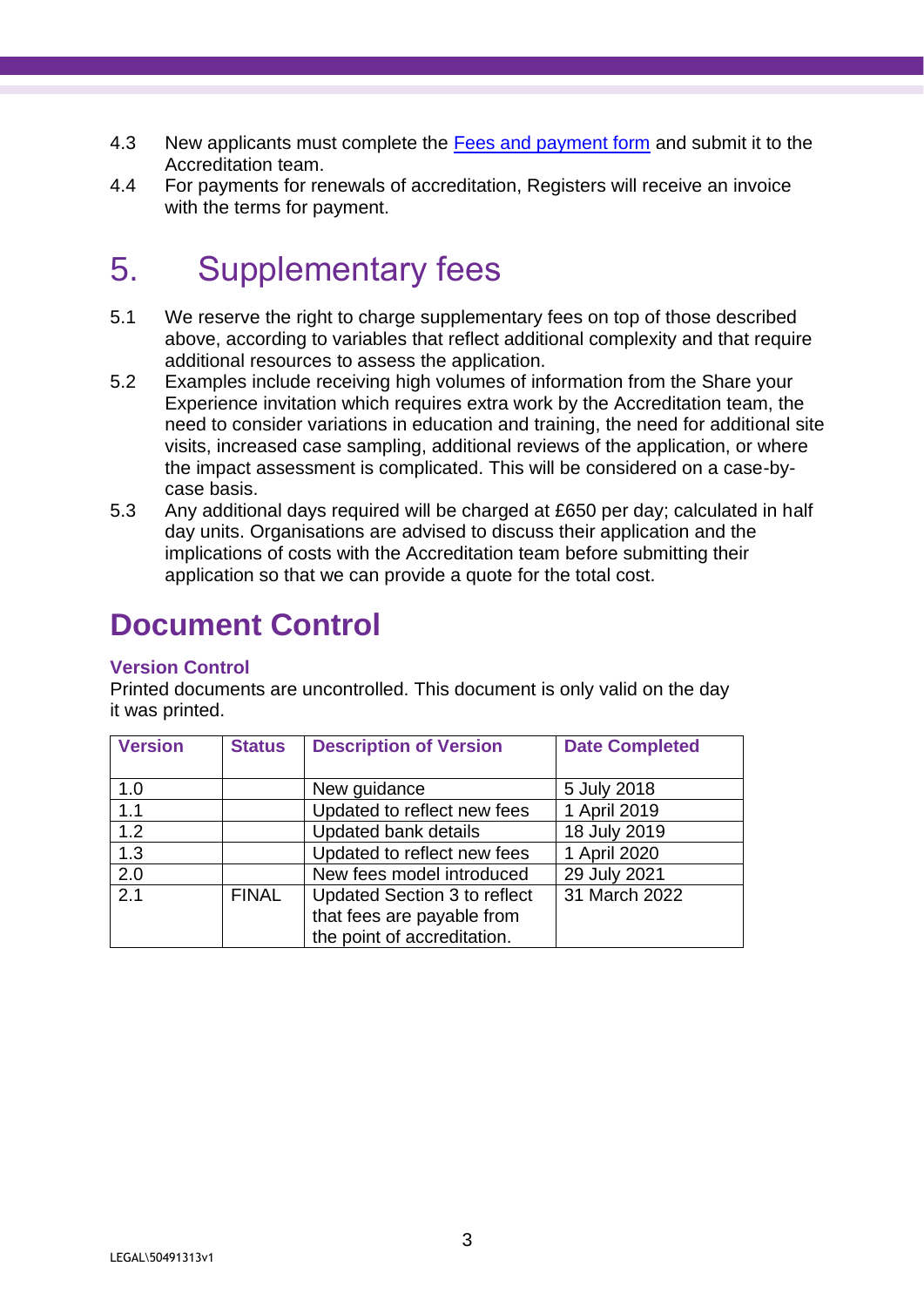4.3 New applicants must complete the [Fees and payment form] and submit it to the Accreditation team.

4.4 For payments for renewals of accreditation, Registers will receive an invoice with the terms for payment.

# 5. Supplementary fees

5.1 We reserve the right to charge supplementary fees on top of those described above, according to variables that reflect additional complexity and that require additional resources to assess the application.

5.2 Examples include receiving high volumes of information from the Share your Experience invitation which requires extra work by the Accreditation team, the need to consider variations in education and training, the need for additional site visits, increased case sampling, additional reviews of the application, or where the impact assessment is complicated. This will be considered on a case-by-case basis.

5.3 Any additional days required will be charged at £650 per day; calculated in half day units. Organisations are advised to discuss their application and the implications of costs with the Accreditation team before submitting their application so that we can provide a quote for the total cost.

# Document Control

### Version Control

Printed documents are uncontrolled. This document is only valid on the day it was printed.

| Version | Status | Description of Version | Date Completed |
|---|---|---|---|
| 1.0 | | New guidance | 5 July 2018 |
| 1.1 | | Updated to reflect new fees | 1 April 2019 |
| 1.2 | | Updated bank details | 18 July 2019 |
| 1.3 | | Updated to reflect new fees | 1 April 2020 |
| 2.0 | | New fees model introduced | 29 July 2021 |
| 2.1 | FINAL | Updated Section 3 to reflect that fees are payable from the point of accreditation. | 31 March 2022 |

LEGAL\50491313v1